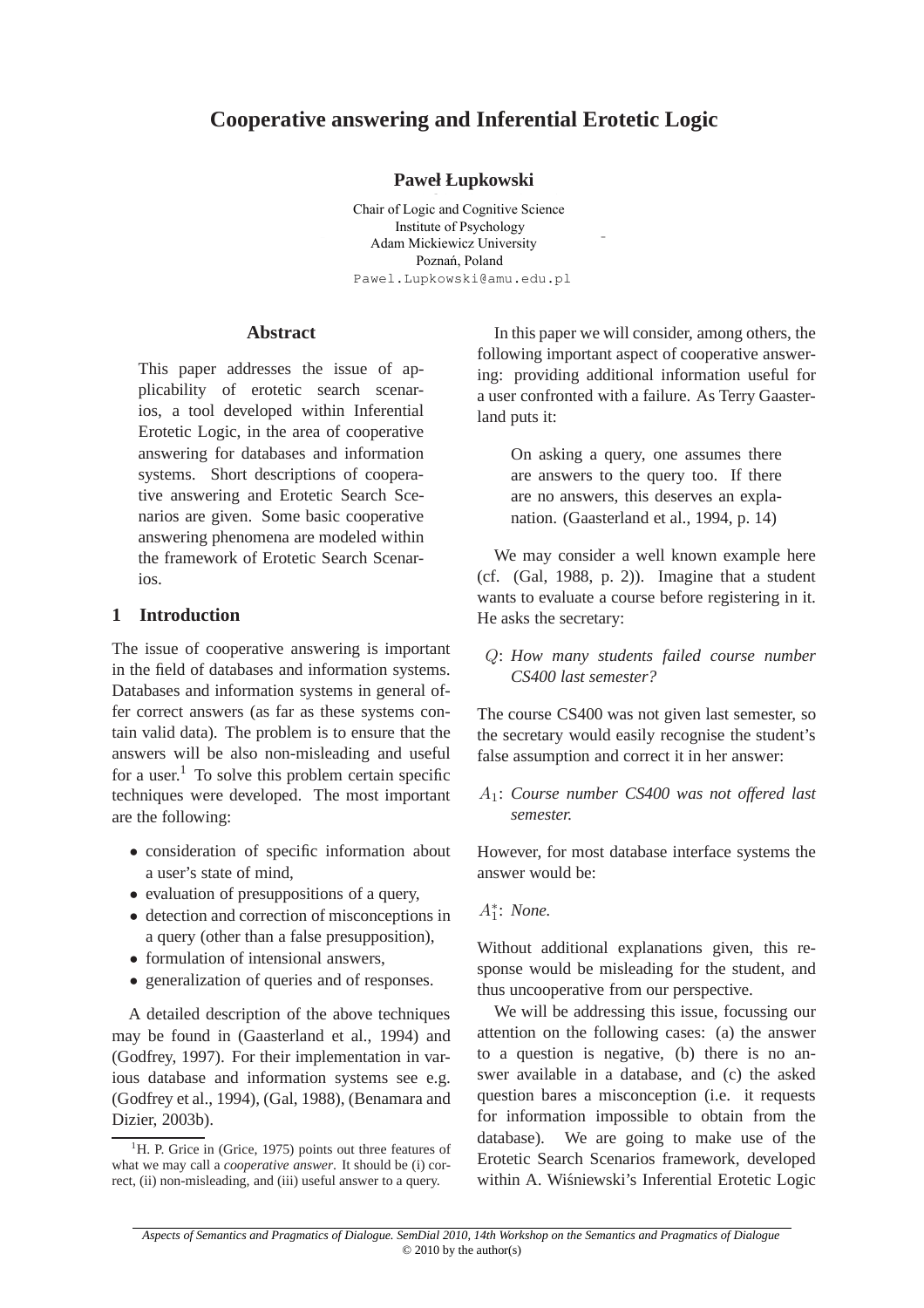# Cooperative answering and Inferential Erotetic Logic

**Paweł Łupkowski**

Chair of Logic and Cognitive Science
Institute of Psychology
Adam Mickiewicz University
Poznań, Poland
Pawel.Lupkowski@amu.edu.pl

## Abstract

This paper addresses the issue of applicability of erotetic search scenarios, a tool developed within Inferential Erotetic Logic, in the area of cooperative answering for databases and information systems. Short descriptions of cooperative answering and Erotetic Search Scenarios are given. Some basic cooperative answering phenomena are modeled within the framework of Erotetic Search Scenarios.

## 1 Introduction

The issue of cooperative answering is important in the field of databases and information systems. Databases and information systems in general offer correct answers (as far as these systems contain valid data). The problem is to ensure that the answers will be also non-misleading and useful for a user.[1] To solve this problem certain specific techniques were developed. The most important are the following:

- consideration of specific information about a user's state of mind,
- evaluation of presuppositions of a query,
- detection and correction of misconceptions in a query (other than a false presupposition),
- formulation of intensional answers,
- generalization of queries and of responses.

A detailed description of the above techniques may be found in (Gaasterland et al., 1994) and (Godfrey, 1997). For their implementation in various database and information systems see e.g. (Godfrey et al., 1994), (Gal, 1988), (Benamara and Dizier, 2003b).

[1] H. P. Grice in (Grice, 1975) points out three features of what we may call a *cooperative answer*. It should be (i) correct, (ii) non-misleading, and (iii) useful answer to a query.

In this paper we will consider, among others, the following important aspect of cooperative answering: providing additional information useful for a user confronted with a failure. As Terry Gaasterland puts it:

> On asking a query, one assumes there are answers to the query too. If there are no answers, this deserves an explanation. (Gaasterland et al., 1994, p. 14)

We may consider a well known example here (cf. (Gal, 1988, p. 2)). Imagine that a student wants to evaluate a course before registering in it. He asks the secretary:

$Q$: *How many students failed course number CS400 last semester?*

The course CS400 was not given last semester, so the secretary would easily recognise the student's false assumption and correct it in her answer:

$A_1$: *Course number CS400 was not offered last semester.*

However, for most database interface systems the answer would be:

$A_1^*$: *None.*

Without additional explanations given, this response would be misleading for the student, and thus uncooperative from our perspective.

We will be addressing this issue, focussing our attention on the following cases: (a) the answer to a question is negative, (b) there is no answer available in a database, and (c) the asked question bares a misconception (i.e. it requests for information impossible to obtain from the database). We are going to make use of the Erotetic Search Scenarios framework, developed within A. Wiśniewski's Inferential Erotetic Logic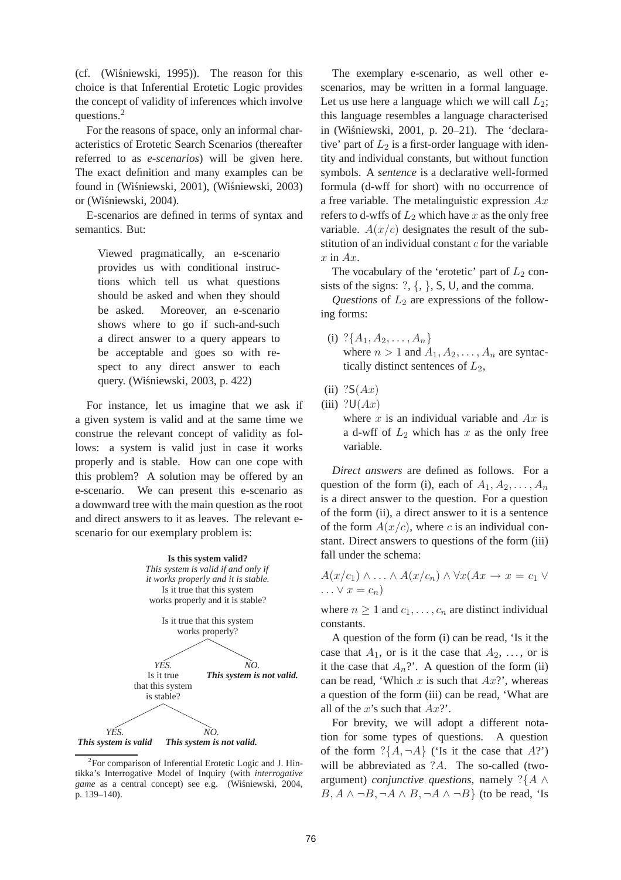(cf. (Wiśniewski, 1995)). The reason for this choice is that Inferential Erotetic Logic provides the concept of validity of inferences which involve questions.[2]

For the reasons of space, only an informal characteristics of Erotetic Search Scenarios (thereafter referred to as *e-scenarios*) will be given here. The exact definition and many examples can be found in (Wiśniewski, 2001), (Wiśniewski, 2003) or (Wiśniewski, 2004).

E-scenarios are defined in terms of syntax and semantics. But:

> Viewed pragmatically, an e-scenario provides us with conditional instructions which tell us what questions should be asked and when they should be asked. Moreover, an e-scenario shows where to go if such-and-such a direct answer to a query appears to be acceptable and goes so with respect to any direct answer to each query. (Wiśniewski, 2003, p. 422)

For instance, let us imagine that we ask if a given system is valid and at the same time we construe the relevant concept of validity as follows: a system is valid just in case it works properly and is stable. How can one cope with this problem? A solution may be offered by an e-scenario. We can present this e-scenario as a downward tree with the main question as the root and direct answers to it as leaves. The relevant e-scenario for our exemplary problem is:

**Is this system valid?**
*This system is valid if and only if it works properly and it is stable.*
Is it true that this system works properly and it is stable?

Is it true that this system works properly?

- *YES.* Is it true that this system is stable?
  - *YES.* ***This system is valid***
  - *NO.* ***This system is not valid.***
- *NO.* ***This system is not valid.***

The exemplary e-scenario, as well other e-scenarios, may be written in a formal language. Let us use here a language which we will call $L_2$; this language resembles a language characterised in (Wiśniewski, 2001, p. 20–21). The 'declarative' part of $L_2$ is a first-order language with identity and individual constants, but without function symbols. A *sentence* is a declarative well-formed formula (d-wff for short) with no occurrence of a free variable. The metalinguistic expression $Ax$ refers to d-wffs of $L_2$ which have $x$ as the only free variable. $A(x/c)$ designates the result of the substitution of an individual constant $c$ for the variable $x$ in $Ax$.

The vocabulary of the 'erotetic' part of $L_2$ consists of the signs: $?$, $\{$, $\}$, $\mathsf{S}$, $\mathsf{U}$, and the comma.

*Questions* of $L_2$ are expressions of the following forms:

(i) $?\{A_1, A_2, \ldots, A_n\}$
where $n > 1$ and $A_1, A_2, \ldots, A_n$ are syntactically distinct sentences of $L_2$,

(ii) $?\mathsf{S}(Ax)$

(iii) $?\mathsf{U}(Ax)$
where $x$ is an individual variable and $Ax$ is a d-wff of $L_2$ which has $x$ as the only free variable.

*Direct answers* are defined as follows. For a question of the form (i), each of $A_1, A_2, \ldots, A_n$ is a direct answer to the question. For a question of the form (ii), a direct answer to it is a sentence of the form $A(x/c)$, where $c$ is an individual constant. Direct answers to questions of the form (iii) fall under the schema:

$$A(x/c_1) \wedge \ldots \wedge A(x/c_n) \wedge \forall x(Ax \rightarrow x = c_1 \vee \ldots \vee x = c_n)$$

where $n \geq 1$ and $c_1, \ldots, c_n$ are distinct individual constants.

A question of the form (i) can be read, 'Is it the case that $A_1$, or is it the case that $A_2$, …, or is it the case that $A_n$?'. A question of the form (ii) can be read, 'Which $x$ is such that $Ax$?', whereas a question of the form (iii) can be read, 'What are all of the $x$'s such that $Ax$?'.

For brevity, we will adopt a different notation for some types of questions. A question of the form $?\{A, \neg A\}$ ('Is it the case that $A$?') will be abbreviated as $?A$. The so-called (two-argument) *conjunctive questions*, namely $?\{A \wedge B, A \wedge \neg B, \neg A \wedge B, \neg A \wedge \neg B\}$ (to be read, 'Is

[2] For comparison of Inferential Erotetic Logic and J. Hintikka's Interrogative Model of Inquiry (with *interrogative game* as a central concept) see e.g. (Wiśniewski, 2004, p. 139–140).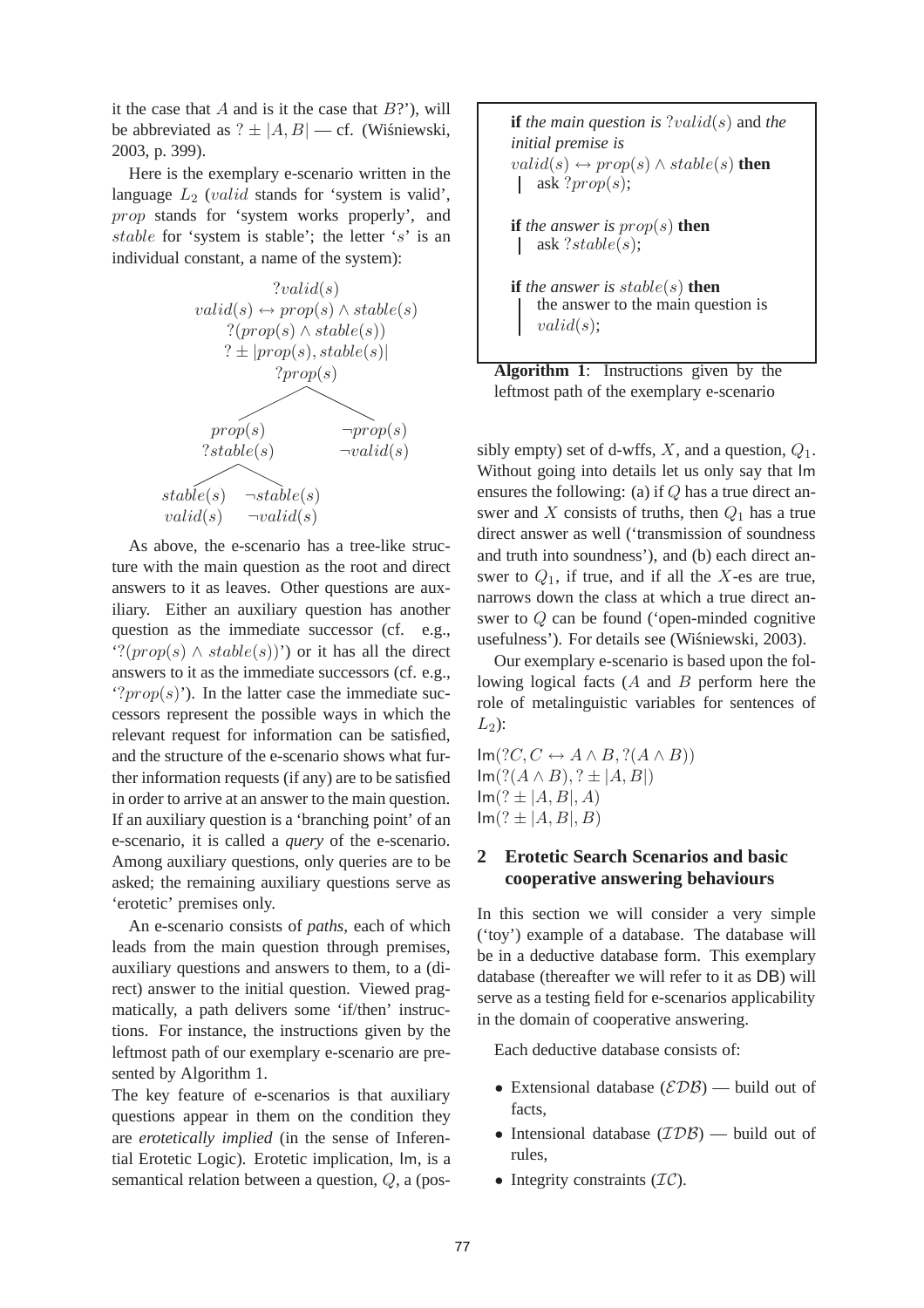it the case that $A$ and is it the case that $B$?'), will be abbreviated as $? \pm |A, B|$ — cf. (Wiśniewski, 2003, p. 399).

Here is the exemplary e-scenario written in the language $L_2$ ($valid$ stands for 'system is valid', $prop$ stands for 'system works properly', and $stable$ for 'system is stable'; the letter '$s$' is an individual constant, a name of the system):

$$
\begin{array}{c}
?valid(s) \\
valid(s) \leftrightarrow prop(s) \wedge stable(s) \\
?(prop(s) \wedge stable(s)) \\
? \pm |prop(s), stable(s)| \\
?prop(s)
\end{array}
$$

$$
\begin{array}{cc}
prop(s) & \neg prop(s) \\
?stable(s) & \neg valid(s)
\end{array}
$$

$$
\begin{array}{cc}
stable(s) & \neg stable(s) \\
valid(s) & \neg valid(s)
\end{array}
$$

As above, the e-scenario has a tree-like structure with the main question as the root and direct answers to it as leaves. Other questions are auxiliary. Either an auxiliary question has another question as the immediate successor (cf. e.g., '$?(prop(s) \wedge stable(s))$') or it has all the direct answers to it as the immediate successors (cf. e.g., '$?prop(s)$'). In the latter case the immediate successors represent the possible ways in which the relevant request for information can be satisfied, and the structure of the e-scenario shows what further information requests (if any) are to be satisfied in order to arrive at an answer to the main question. If an auxiliary question is a 'branching point' of an e-scenario, it is called a *query* of the e-scenario. Among auxiliary questions, only queries are to be asked; the remaining auxiliary questions serve as 'erotetic' premises only.

An e-scenario consists of *paths*, each of which leads from the main question through premises, auxiliary questions and answers to them, to a (direct) answer to the initial question. Viewed pragmatically, a path delivers some 'if/then' instructions. For instance, the instructions given by the leftmost path of our exemplary e-scenario are presented by Algorithm 1.

The key feature of e-scenarios is that auxiliary questions appear in them on the condition they are *erotetically implied* (in the sense of Inferential Erotetic Logic). Erotetic implication, Im, is a semantical relation between a question, $Q$, a (possibly empty) set of d-wffs, $X$, and a question, $Q_1$. Without going into details let us only say that Im ensures the following: (a) if $Q$ has a true direct answer and $X$ consists of truths, then $Q_1$ has a true direct answer as well ('transmission of soundness and truth into soundness'), and (b) each direct answer to $Q_1$, if true, and if all the $X$-es are true, narrows down the class at which a true direct answer to $Q$ can be found ('open-minded cognitive usefulness'). For details see (Wiśniewski, 2003).

```
if the main question is ?valid(s) and the initial premise is
valid(s) ↔ prop(s) ∧ stable(s) then
 | ask ?prop(s);

if the answer is prop(s) then
 | ask ?stable(s);

if the answer is stable(s) then
 | the answer to the main question is
 | valid(s);
```

**Algorithm 1**: Instructions given by the leftmost path of the exemplary e-scenario

Our exemplary e-scenario is based upon the following logical facts ($A$ and $B$ perform here the role of metalinguistic variables for sentences of $L_2$):

$\mathsf{Im}(?C, C \leftrightarrow A \wedge B, ?(A \wedge B))$
$\mathsf{Im}(?(A \wedge B), ? \pm |A, B|)$
$\mathsf{Im}(? \pm |A, B|, A)$
$\mathsf{Im}(? \pm |A, B|, B)$

## 2 Erotetic Search Scenarios and basic cooperative answering behaviours

In this section we will consider a very simple ('toy') example of a database. The database will be in a deductive database form. This exemplary database (thereafter we will refer to it as DB) will serve as a testing field for e-scenarios applicability in the domain of cooperative answering.

Each deductive database consists of:

- Extensional database ($\mathcal{EDB}$) — build out of facts,
- Intensional database ($\mathcal{IDB}$) — build out of rules,
- Integrity constraints ($\mathcal{IC}$).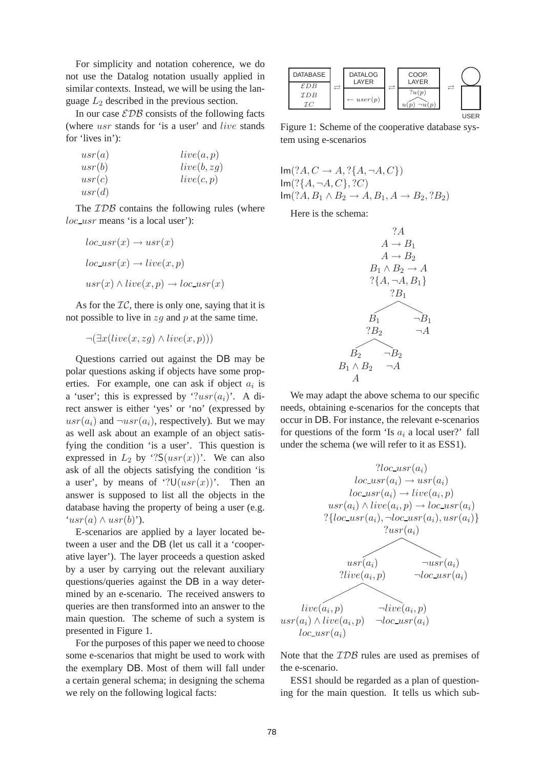For simplicity and notation coherence, we do not use the Datalog notation usually applied in similar contexts. Instead, we will be using the language $L_2$ described in the previous section.

In our case $\mathcal{EDB}$ consists of the following facts (where $usr$ stands for 'is a user' and $live$ stands for 'lives in'):

$$
\begin{array}{ll}
usr(a) & live(a,p) \\
usr(b) & live(b,zg) \\
usr(c) & live(c,p) \\
usr(d) &
\end{array}
$$

The $\mathcal{IDB}$ contains the following rules (where $loc\_usr$ means 'is a local user'):

$$loc\_usr(x) \rightarrow usr(x)$$

$$loc\_usr(x) \rightarrow live(x,p)$$

$$usr(x) \wedge live(x,p) \rightarrow loc\_usr(x)$$

As for the $\mathcal{IC}$, there is only one, saying that it is not possible to live in $zg$ and $p$ at the same time.

$$\neg(\exists x(live(x,zg) \wedge live(x,p)))$$

Questions carried out against the DB may be polar questions asking if objects have some properties. For example, one can ask if object $a_i$ is a 'user'; this is expressed by '$?usr(a_i)$'. A direct answer is either 'yes' or 'no' (expressed by $usr(a_i)$ and $\neg usr(a_i)$, respectively). But we may as well ask about an example of an object satisfying the condition 'is a user'. This question is expressed in $L_2$ by '$?\mathsf{S}(usr(x))$'. We can also ask of all the objects satisfying the condition 'is a user', by means of '$?\mathsf{U}(usr(x))$'. Then an answer is supposed to list all the objects in the database having the property of being a user (e.g. '$usr(a) \wedge usr(b)$').

E-scenarios are applied by a layer located between a user and the DB (let us call it a 'cooperative layer'). The layer proceeds a question asked by a user by carrying out the relevant auxiliary questions/queries against the DB in a way determined by an e-scenario. The received answers to queries are then transformed into an answer to the main question. The scheme of such a system is presented in Figure 1.

For the purposes of this paper we need to choose some e-scenarios that might be used to work with the exemplary DB. Most of them will fall under a certain general schema; in designing the schema we rely on the following logical facts:

DATABASE ($\mathcal{EDB}$, $\mathcal{IDB}$, $\mathcal{IC}$) ⇄ DATALOG LAYER ($\leftarrow user(p)$) ⇄ COOP. LAYER ($?u(p)$; $u(p)$, $\neg u(p)$) ⇄ USER

Figure 1: Scheme of the cooperative database system using e-scenarios

$\mathsf{Im}(?A, C \rightarrow A, ?\{A, \neg A, C\})$
$\mathsf{Im}(?\{A, \neg A, C\}, ?C)$
$\mathsf{Im}(?A, B_1 \wedge B_2 \rightarrow A, B_1, A \rightarrow B_2, ?B_2)$

Here is the schema:

$$
\begin{array}{c}
?A \\
A \rightarrow B_1 \\
A \rightarrow B_2 \\
B_1 \wedge B_2 \rightarrow A \\
?\{A, \neg A, B_1\} \\
?B_1
\end{array}
$$

- $B_1$, $?B_2$
  - $B_2$, $B_1 \wedge B_2$, $A$
  - $\neg B_2$, $\neg A$
- $\neg B_1$, $\neg A$

We may adapt the above schema to our specific needs, obtaining e-scenarios for the concepts that occur in DB. For instance, the relevant e-scenarios for questions of the form 'Is $a_i$ a local user?' fall under the schema (we will refer to it as ESS1).

$$
\begin{array}{c}
?loc\_usr(a_i) \\
loc\_usr(a_i) \rightarrow usr(a_i) \\
loc\_usr(a_i) \rightarrow live(a_i,p) \\
usr(a_i) \wedge live(a_i,p) \rightarrow loc\_usr(a_i) \\
?\{loc\_usr(a_i), \neg loc\_usr(a_i), usr(a_i)\} \\
?usr(a_i)
\end{array}
$$

- $usr(a_i)$, $?live(a_i,p)$
  - $live(a_i,p)$, $usr(a_i) \wedge live(a_i,p)$, $loc\_usr(a_i)$
  - $\neg live(a_i,p)$, $\neg loc\_usr(a_i)$
- $\neg usr(a_i)$, $\neg loc\_usr(a_i)$

Note that the $\mathcal{IDB}$ rules are used as premises of the e-scenario.

ESS1 should be regarded as a plan of questioning for the main question. It tells us which sub-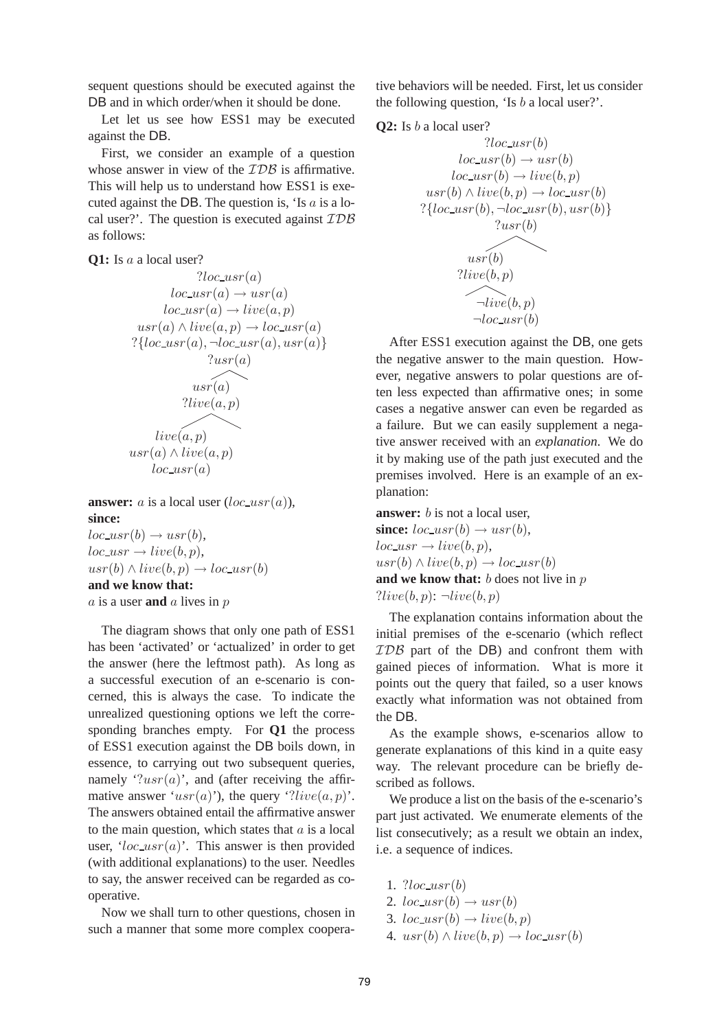sequent questions should be executed against the DB and in which order/when it should be done.

Let us see how ESS1 may be executed against the DB.

First, we consider an example of a question whose answer in view of the $\mathcal{IDB}$ is affirmative. This will help us to understand how ESS1 is executed against the DB. The question is, 'Is $a$ a local user?'. The question is executed against $\mathcal{IDB}$ as follows:

**Q1:** Is $a$ a local user?

$$?loc\_usr(a)$$
$$loc\_usr(a) \rightarrow usr(a)$$
$$loc\_usr(a) \rightarrow live(a, p)$$
$$usr(a) \wedge live(a, p) \rightarrow loc\_usr(a)$$
$$?\{loc\_usr(a), \neg loc\_usr(a), usr(a)\}$$
$$?usr(a)$$
$$usr(a)$$
$$?live(a, p)$$
$$live(a, p)$$
$$usr(a) \wedge live(a, p)$$
$$loc\_usr(a)$$

**answer:** $a$ is a local user ($loc\_usr(a)$),
**since:**
$loc\_usr(b) \rightarrow usr(b)$,
$loc\_usr \rightarrow live(b, p)$,
$usr(b) \wedge live(b, p) \rightarrow loc\_usr(b)$
**and we know that:**
$a$ is a user **and** $a$ lives in $p$

The diagram shows that only one path of ESS1 has been 'activated' or 'actualized' in order to get the answer (here the leftmost path). As long as a successful execution of an e-scenario is concerned, this is always the case. To indicate the unrealized questioning options we left the corresponding branches empty. For **Q1** the process of ESS1 execution against the DB boils down, in essence, to carrying out two subsequent queries, namely '$?usr(a)$', and (after receiving the affirmative answer '$usr(a)$'), the query '$?live(a, p)$'. The answers obtained entail the affirmative answer to the main question, which states that $a$ is a local user, '$loc\_usr(a)$'. This answer is then provided (with additional explanations) to the user. Needles to say, the answer received can be regarded as cooperative.

Now we shall turn to other questions, chosen in such a manner that some more complex cooperative behaviors will be needed. First, let us consider the following question, 'Is $b$ a local user?'.

**Q2:** Is $b$ a local user?

$$?loc\_usr(b)$$
$$loc\_usr(b) \rightarrow usr(b)$$
$$loc\_usr(b) \rightarrow live(b, p)$$
$$usr(b) \wedge live(b, p) \rightarrow loc\_usr(b)$$
$$?\{loc\_usr(b), \neg loc\_usr(b), usr(b)\}$$
$$?usr(b)$$
$$usr(b)$$
$$?live(b, p)$$
$$\neg live(b, p)$$
$$\neg loc\_usr(b)$$

After ESS1 execution against the DB, one gets the negative answer to the main question. However, negative answers to polar questions are often less expected than affirmative ones; in some cases a negative answer can even be regarded as a failure. But we can easily supplement a negative answer received with an *explanation*. We do it by making use of the path just executed and the premises involved. Here is an example of an explanation:

**answer:** $b$ is not a local user,
**since:** $loc\_usr(b) \rightarrow usr(b)$,
$loc\_usr \rightarrow live(b, p)$,
$usr(b) \wedge live(b, p) \rightarrow loc\_usr(b)$
**and we know that:** $b$ does not live in $p$
$?live(b, p)$: $\neg live(b, p)$

The explanation contains information about the initial premises of the e-scenario (which reflect $\mathcal{IDB}$ part of the DB) and confront them with gained pieces of information. What is more it points out the query that failed, so a user knows exactly what information was not obtained from the DB.

As the example shows, e-scenarios allow to generate explanations of this kind in a quite easy way. The relevant procedure can be briefly described as follows.

We produce a list on the basis of the e-scenario's part just activated. We enumerate elements of the list consecutively; as a result we obtain an index, i.e. a sequence of indices.

1. $?loc\_usr(b)$
2. $loc\_usr(b) \rightarrow usr(b)$
3. $loc\_usr(b) \rightarrow live(b, p)$
4. $usr(b) \wedge live(b, p) \rightarrow loc\_usr(b)$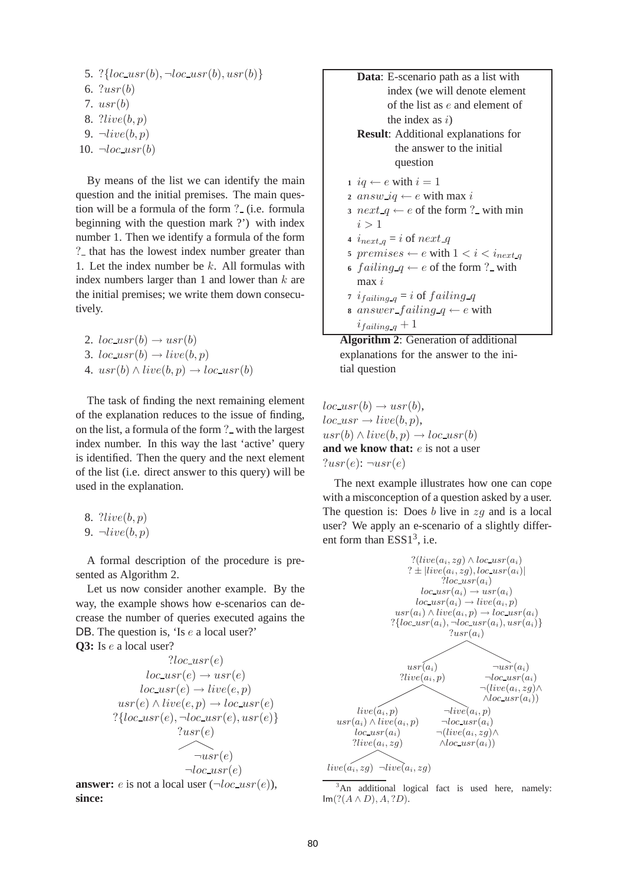5. $?\{loc\_usr(b), \neg loc\_usr(b), usr(b)\}$
6. $?usr(b)$
7. $usr(b)$
8. $?live(b, p)$
9. $\neg live(b, p)$
10. $\neg loc\_usr(b)$

By means of the list we can identify the main question and the initial premises. The main question will be a formula of the form $?\_$ (i.e. formula beginning with the question mark ?') with index number 1. Then we identify a formula of the form $?\_$ that has the lowest index number greater than 1. Let the index number be $k$. All formulas with index numbers larger than 1 and lower than $k$ are the initial premises; we write them down consecutively.

2. $loc\_usr(b) \rightarrow usr(b)$
3. $loc\_usr(b) \rightarrow live(b, p)$
4. $usr(b) \wedge live(b, p) \rightarrow loc\_usr(b)$

The task of finding the next remaining element of the explanation reduces to the issue of finding, on the list, a formula of the form $?\_$ with the largest index number. In this way the last 'active' query is identified. Then the query and the next element of the list (i.e. direct answer to this query) will be used in the explanation.

8. $?live(b, p)$
9. $\neg live(b, p)$

A formal description of the procedure is presented as Algorithm 2.

Let us now consider another example. By the way, the example shows how e-scenarios can decrease the number of queries executed agains the DB. The question is, 'Is $e$ a local user?'

**Q3:** Is $e$ a local user?

$$?loc\_usr(e)$$
$$loc\_usr(e) \rightarrow usr(e)$$
$$loc\_usr(e) \rightarrow live(e, p)$$
$$usr(e) \wedge live(e, p) \rightarrow loc\_usr(e)$$
$$?\{loc\_usr(e), \neg loc\_usr(e), usr(e)\}$$
$$?usr(e)$$
$$\neg usr(e)$$
$$\neg loc\_usr(e)$$

**answer:** $e$ is not a local user ($\neg loc\_usr(e)$), **since:**

**Data**: E-scenario path as a list with index (we will denote element of the list as $e$ and element of the index as $i$)
**Result**: Additional explanations for the answer to the initial question

1. $iq \leftarrow e$ with $i = 1$
2. $answ\_iq \leftarrow e$ with max $i$
3. $next\_q \leftarrow e$ of the form $?\_$ with min $i > 1$
4. $i_{next\_q} = i$ of $next\_q$
5. $premises \leftarrow e$ with $1 < i < i_{next\_q}$
6. $failing\_q \leftarrow e$ of the form $?\_$ with max $i$
7. $i_{failing\_q} = i$ of $failing\_q$
8. $answer\_failing\_q \leftarrow e$ with $i_{failing\_q} + 1$

**Algorithm 2**: Generation of additional explanations for the answer to the initial question

$loc\_usr(b) \rightarrow usr(b)$,
$loc\_usr \rightarrow live(b, p)$,
$usr(b) \wedge live(b, p) \rightarrow loc\_usr(b)$
**and we know that:** $e$ is not a user
$?usr(e)$: $\neg usr(e)$

The next example illustrates how one can cope with a misconception of a question asked by a user. The question is: Does $b$ live in $zg$ and is a local user? We apply an e-scenario of a slightly different form than ESS1[3], i.e.

$$?(live(a_i, zg) \wedge loc\_usr(a_i))$$
$$? \pm |live(a_i, zg), loc\_usr(a_i)|$$
$$?loc\_usr(a_i)$$
$$loc\_usr(a_i) \rightarrow usr(a_i)$$
$$loc\_usr(a_i) \rightarrow live(a_i, p)$$
$$usr(a_i) \wedge live(a_i, p) \rightarrow loc\_usr(a_i)$$
$$?\{loc\_usr(a_i), \neg loc\_usr(a_i), usr(a_i)\}$$
$$?usr(a_i)$$

- Branch $usr(a_i)$:
  - $?live(a_i, p)$
  - Branch $live(a_i, p)$:
    - $usr(a_i) \wedge live(a_i, p)$
    - $loc\_usr(a_i)$
    - $?live(a_i, zg)$
    - Branch $live(a_i, zg)$
    - Branch $\neg live(a_i, zg)$
  - Branch $\neg live(a_i, p)$:
    - $\neg loc\_usr(a_i)$
    - $\neg(live(a_i, zg) \wedge loc\_usr(a_i))$
- Branch $\neg usr(a_i)$:
  - $\neg loc\_usr(a_i)$
  - $\neg(live(a_i, zg) \wedge loc\_usr(a_i))$

[3] An additional logical fact is used here, namely: $\mathsf{Im}(?(A \wedge D), A, ?D)$.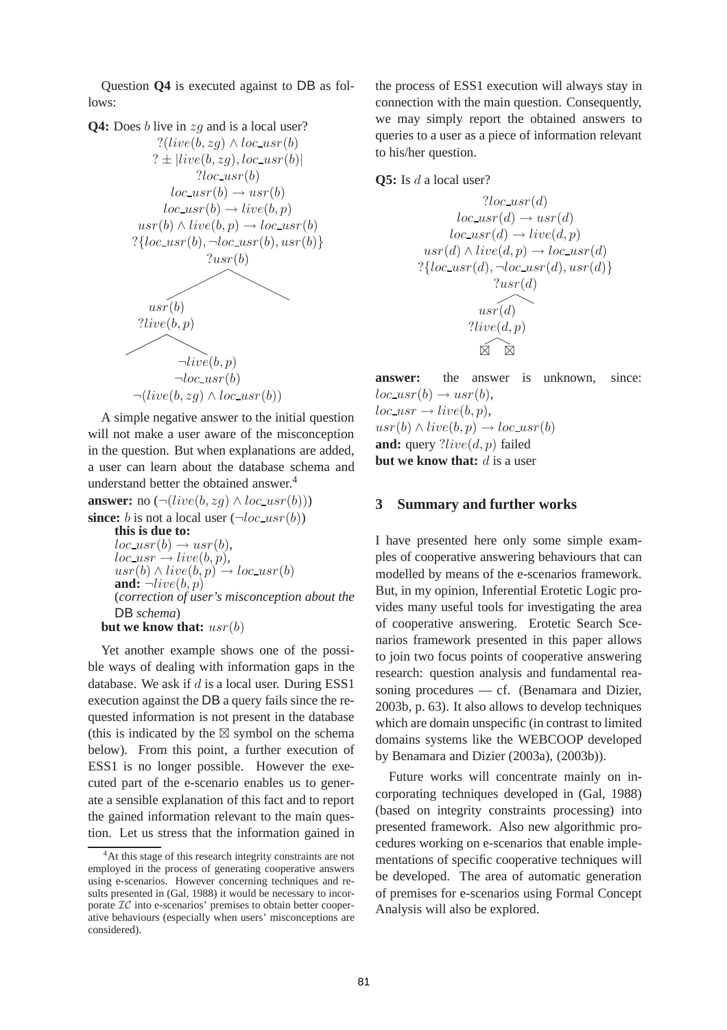Question **Q4** is executed against to DB as follows:

**Q4:** Does $b$ live in $zg$ and is a local user?

$$?(live(b, zg) \land loc\_usr(b)$$
$$? \pm |live(b, zg), loc\_usr(b)|$$
$$?loc\_usr(b)$$
$$loc\_usr(b) \rightarrow usr(b)$$
$$loc\_usr(b) \rightarrow live(b, p)$$
$$usr(b) \land live(b, p) \rightarrow loc\_usr(b)$$
$$?\{loc\_usr(b), \neg loc\_usr(b), usr(b)\}$$
$$?usr(b)$$
$$usr(b)$$
$$?live(b, p)$$
$$\neg live(b, p)$$
$$\neg loc\_usr(b)$$
$$\neg(live(b, zg) \land loc\_usr(b))$$

A simple negative answer to the initial question will not make a user aware of the misconception in the question. But when explanations are added, a user can learn about the database schema and understand better the obtained answer.[4]

**answer:** no ($\neg(live(b, zg) \land loc\_usr(b))$)
**since:** $b$ is not a local user ($\neg loc\_usr(b)$)
**this is due to:**
$loc\_usr(b) \rightarrow usr(b)$,
$loc\_usr \rightarrow live(b, p)$,
$usr(b) \land live(b, p) \rightarrow loc\_usr(b)$
**and:** $\neg live(b, p)$
(*correction of user's misconception about the* DB *schema*)
**but we know that:** $usr(b)$

Yet another example shows one of the possible ways of dealing with information gaps in the database. We ask if $d$ is a local user. During ESS1 execution against the DB a query fails since the requested information is not present in the database (this is indicated by the $\boxtimes$ symbol on the schema below). From this point, a further execution of ESS1 is no longer possible. However the executed part of the e-scenario enables us to generate a sensible explanation of this fact and to report the gained information relevant to the main question. Let us stress that the information gained in the process of ESS1 execution will always stay in connection with the main question. Consequently, we may simply report the obtained answers to queries to a user as a piece of information relevant to his/her question.

**Q5:** Is $d$ a local user?

$$?loc\_usr(d)$$
$$loc\_usr(d) \rightarrow usr(d)$$
$$loc\_usr(d) \rightarrow live(d, p)$$
$$usr(d) \land live(d, p) \rightarrow loc\_usr(d)$$
$$?\{loc\_usr(d), \neg loc\_usr(d), usr(d)\}$$
$$?usr(d)$$
$$usr(d)$$
$$?live(d, p)$$
$$\boxtimes \quad \boxtimes$$

**answer:** the answer is unknown, since:
$loc\_usr(b) \rightarrow usr(b)$,
$loc\_usr \rightarrow live(b, p)$,
$usr(b) \land live(b, p) \rightarrow loc\_usr(b)$
**and:** query $?live(d, p)$ failed
**but we know that:** $d$ is a user

## 3 Summary and further works

I have presented here only some simple examples of cooperative answering behaviours that can modelled by means of the e-scenarios framework. But, in my opinion, Inferential Erotetic Logic provides many useful tools for investigating the area of cooperative answering. Erotetic Search Scenarios framework presented in this paper allows to join two focus points of cooperative answering research: question analysis and fundamental reasoning procedures — cf. (Benamara and Dizier, 2003b, p. 63). It also allows to develop techniques which are domain unspecific (in contrast to limited domains systems like the WEBCOOP developed by Benamara and Dizier (2003a), (2003b)).

Future works will concentrate mainly on incorporating techniques developed in (Gal, 1988) (based on integrity constraints processing) into presented framework. Also new algorithmic procedures working on e-scenarios that enable implementations of specific cooperative techniques will be developed. The area of automatic generation of premises for e-scenarios using Formal Concept Analysis will also be explored.

[4] At this stage of this research integrity constraints are not employed in the process of generating cooperative answers using e-scenarios. However concerning techniques and results presented in (Gal, 1988) it would be necessary to incorporate $\mathcal{IC}$ into e-scenarios' premises to obtain better cooperative behaviours (especially when users' misconceptions are considered).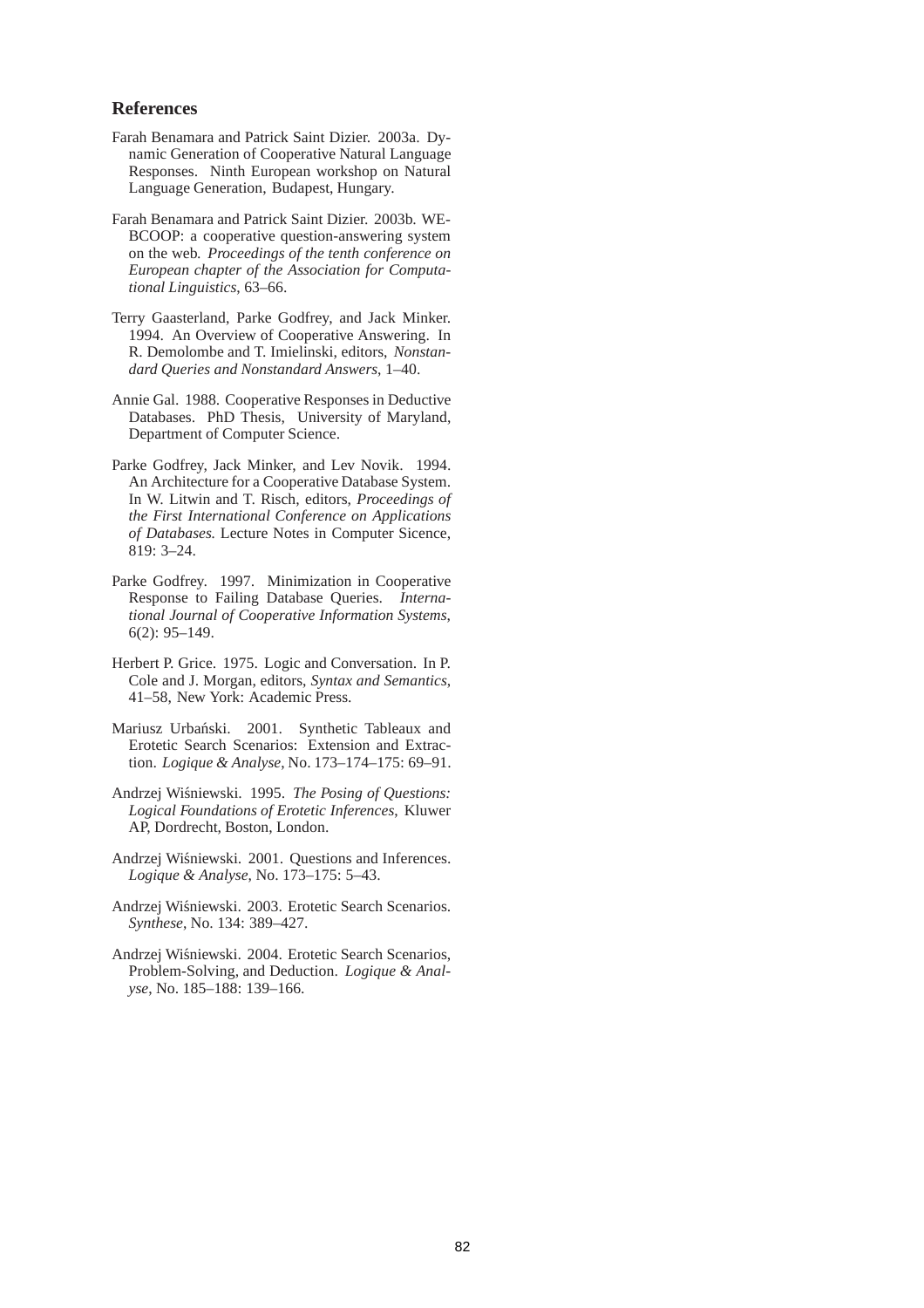## References

Farah Benamara and Patrick Saint Dizier. 2003a. Dynamic Generation of Cooperative Natural Language Responses. Ninth European workshop on Natural Language Generation, Budapest, Hungary.

Farah Benamara and Patrick Saint Dizier. 2003b. WEBCOOP: a cooperative question-answering system on the web. *Proceedings of the tenth conference on European chapter of the Association for Computational Linguistics*, 63–66.

Terry Gaasterland, Parke Godfrey, and Jack Minker. 1994. An Overview of Cooperative Answering. In R. Demolombe and T. Imielinski, editors, *Nonstandard Queries and Nonstandard Answers*, 1–40.

Annie Gal. 1988. Cooperative Responses in Deductive Databases. PhD Thesis, University of Maryland, Department of Computer Science.

Parke Godfrey, Jack Minker, and Lev Novik. 1994. An Architecture for a Cooperative Database System. In W. Litwin and T. Risch, editors, *Proceedings of the First International Conference on Applications of Databases.* Lecture Notes in Computer Sicence, 819: 3–24.

Parke Godfrey. 1997. Minimization in Cooperative Response to Failing Database Queries. *International Journal of Cooperative Information Systems*, 6(2): 95–149.

Herbert P. Grice. 1975. Logic and Conversation. In P. Cole and J. Morgan, editors, *Syntax and Semantics*, 41–58, New York: Academic Press.

Mariusz Urbański. 2001. Synthetic Tableaux and Erotetic Search Scenarios: Extension and Extraction. *Logique & Analyse*, No. 173–174–175: 69–91.

Andrzej Wiśniewski. 1995. *The Posing of Questions: Logical Foundations of Erotetic Inferences*, Kluwer AP, Dordrecht, Boston, London.

Andrzej Wiśniewski. 2001. Questions and Inferences. *Logique & Analyse*, No. 173–175: 5–43.

Andrzej Wiśniewski. 2003. Erotetic Search Scenarios. *Synthese*, No. 134: 389–427.

Andrzej Wiśniewski. 2004. Erotetic Search Scenarios, Problem-Solving, and Deduction. *Logique & Analyse*, No. 185–188: 139–166.